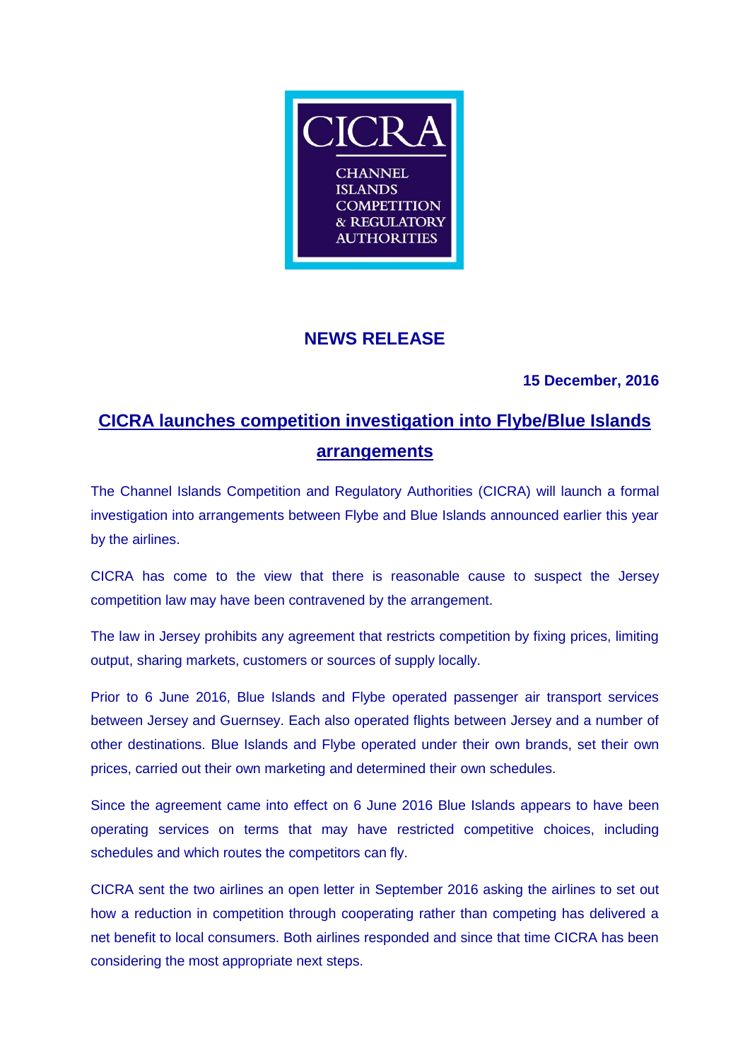CICRA

CHANNEL ISLANDS COMPETITION & REGULATORY AUTHORITIES

## NEWS RELEASE

**15 December, 2016**

# CICRA launches competition investigation into Flybe/Blue Islands arrangements

The Channel Islands Competition and Regulatory Authorities (CICRA) will launch a formal investigation into arrangements between Flybe and Blue Islands announced earlier this year by the airlines.

CICRA has come to the view that there is reasonable cause to suspect the Jersey competition law may have been contravened by the arrangement.

The law in Jersey prohibits any agreement that restricts competition by fixing prices, limiting output, sharing markets, customers or sources of supply locally.

Prior to 6 June 2016, Blue Islands and Flybe operated passenger air transport services between Jersey and Guernsey. Each also operated flights between Jersey and a number of other destinations. Blue Islands and Flybe operated under their own brands, set their own prices, carried out their own marketing and determined their own schedules.

Since the agreement came into effect on 6 June 2016 Blue Islands appears to have been operating services on terms that may have restricted competitive choices, including schedules and which routes the competitors can fly.

CICRA sent the two airlines an open letter in September 2016 asking the airlines to set out how a reduction in competition through cooperating rather than competing has delivered a net benefit to local consumers. Both airlines responded and since that time CICRA has been considering the most appropriate next steps.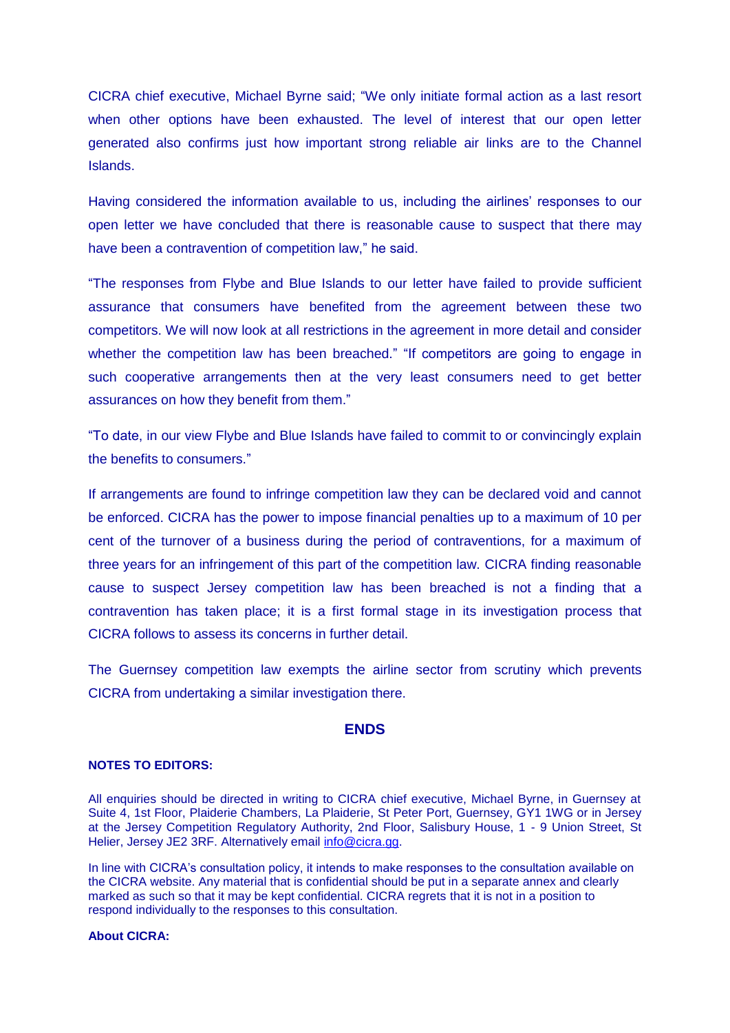CICRA chief executive, Michael Byrne said; "We only initiate formal action as a last resort when other options have been exhausted. The level of interest that our open letter generated also confirms just how important strong reliable air links are to the Channel Islands.

Having considered the information available to us, including the airlines' responses to our open letter we have concluded that there is reasonable cause to suspect that there may have been a contravention of competition law," he said.

"The responses from Flybe and Blue Islands to our letter have failed to provide sufficient assurance that consumers have benefited from the agreement between these two competitors. We will now look at all restrictions in the agreement in more detail and consider whether the competition law has been breached." "If competitors are going to engage in such cooperative arrangements then at the very least consumers need to get better assurances on how they benefit from them."

"To date, in our view Flybe and Blue Islands have failed to commit to or convincingly explain the benefits to consumers."

If arrangements are found to infringe competition law they can be declared void and cannot be enforced. CICRA has the power to impose financial penalties up to a maximum of 10 per cent of the turnover of a business during the period of contraventions, for a maximum of three years for an infringement of this part of the competition law. CICRA finding reasonable cause to suspect Jersey competition law has been breached is not a finding that a contravention has taken place; it is a first formal stage in its investigation process that CICRA follows to assess its concerns in further detail.

The Guernsey competition law exempts the airline sector from scrutiny which prevents CICRA from undertaking a similar investigation there.

**ENDS**

**NOTES TO EDITORS:**

All enquiries should be directed in writing to CICRA chief executive, Michael Byrne, in Guernsey at Suite 4, 1st Floor, Plaiderie Chambers, La Plaiderie, St Peter Port, Guernsey, GY1 1WG or in Jersey at the Jersey Competition Regulatory Authority, 2nd Floor, Salisbury House, 1 - 9 Union Street, St Helier, Jersey JE2 3RF. Alternatively email info@cicra.gg.

In line with CICRA's consultation policy, it intends to make responses to the consultation available on the CICRA website. Any material that is confidential should be put in a separate annex and clearly marked as such so that it may be kept confidential. CICRA regrets that it is not in a position to respond individually to the responses to this consultation.

**About CICRA:**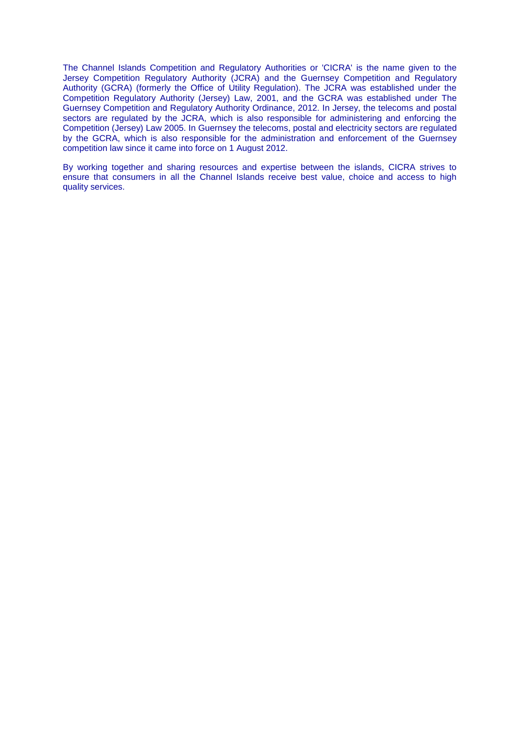The Channel Islands Competition and Regulatory Authorities or 'CICRA' is the name given to the Jersey Competition Regulatory Authority (JCRA) and the Guernsey Competition and Regulatory Authority (GCRA) (formerly the Office of Utility Regulation). The JCRA was established under the Competition Regulatory Authority (Jersey) Law, 2001, and the GCRA was established under The Guernsey Competition and Regulatory Authority Ordinance, 2012. In Jersey, the telecoms and postal sectors are regulated by the JCRA, which is also responsible for administering and enforcing the Competition (Jersey) Law 2005. In Guernsey the telecoms, postal and electricity sectors are regulated by the GCRA, which is also responsible for the administration and enforcement of the Guernsey competition law since it came into force on 1 August 2012.

By working together and sharing resources and expertise between the islands, CICRA strives to ensure that consumers in all the Channel Islands receive best value, choice and access to high quality services.